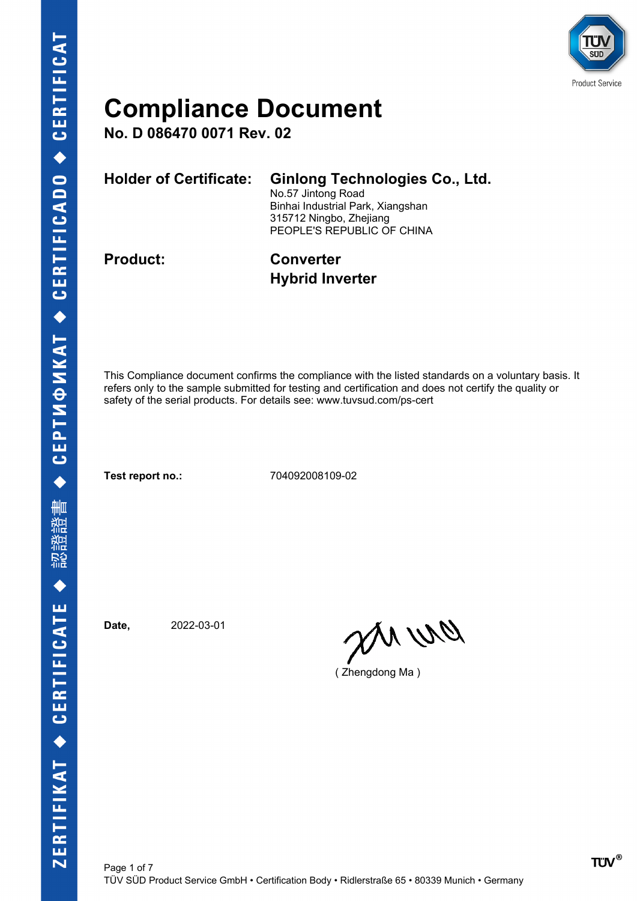# Compliance Document

**No. D 086470 0071 Rev. 02**

**Holder of Certificate:** **Ginlong Technologies Co., Ltd.**
No.57 Jintong Road
Binhai Industrial Park, Xiangshan
315712 Ningbo, Zhejiang
PEOPLE'S REPUBLIC OF CHINA

**Product:** **Converter**
**Hybrid Inverter**

This Compliance document confirms the compliance with the listed standards on a voluntary basis. It refers only to the sample submitted for testing and certification and does not certify the quality or safety of the serial products. For details see: www.tuvsud.com/ps-cert

**Test report no.:** 704092008109-02

**Date,** 2022-03-01

( Zhengdong Ma )

TÜV SÜD Product Service GmbH • Certification Body • Ridlerstraße 65 • 80339 Munich • Germany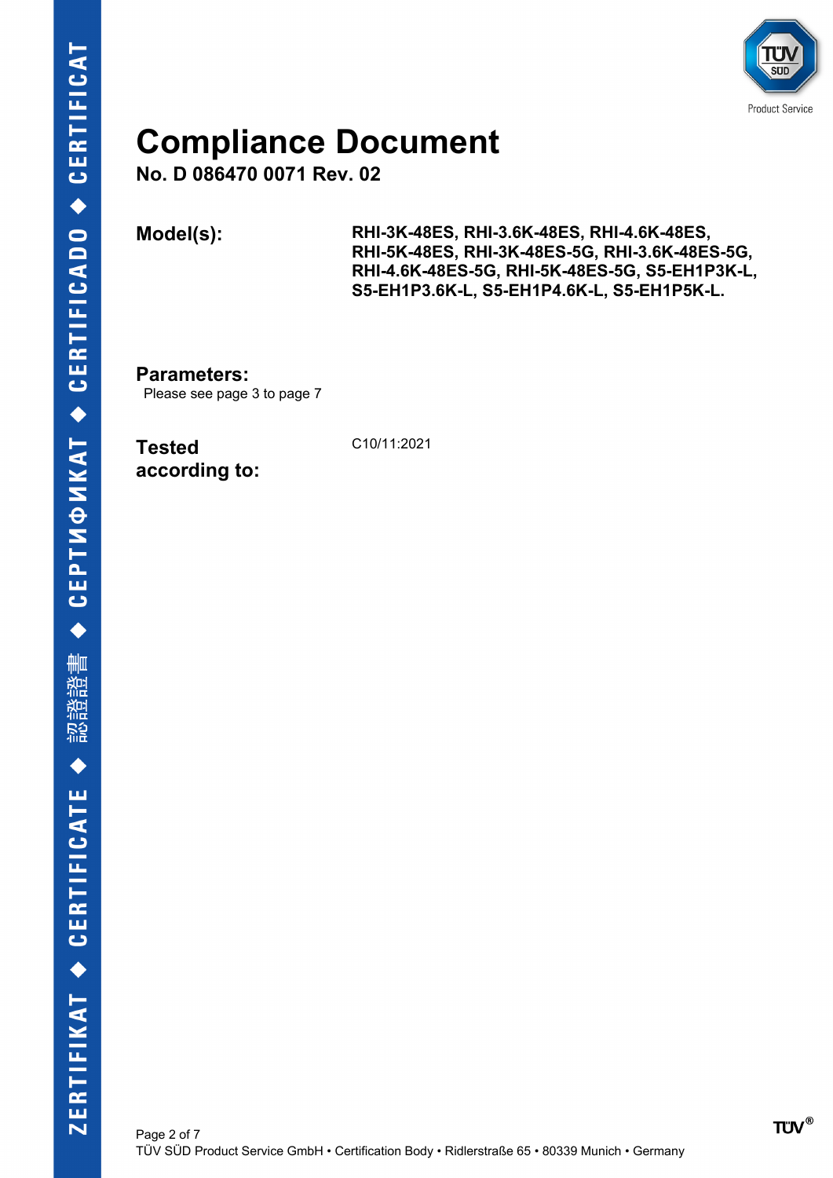# Compliance Document

**No. D 086470 0071 Rev. 02**

| | |
|---|---|
| **Model(s):** | **RHI-3K-48ES, RHI-3.6K-48ES, RHI-4.6K-48ES, RHI-5K-48ES, RHI-3K-48ES-5G, RHI-3.6K-48ES-5G, RHI-4.6K-48ES-5G, RHI-5K-48ES-5G, S5-EH1P3K-L, S5-EH1P3.6K-L, S5-EH1P4.6K-L, S5-EH1P5K-L.** |

**Parameters:**

Please see page 3 to page 7

| | |
|---|---|
| **Tested according to:** | C10/11:2021 |

TÜV SÜD Product Service GmbH • Certification Body • Ridlerstraße 65 • 80339 Munich • Germany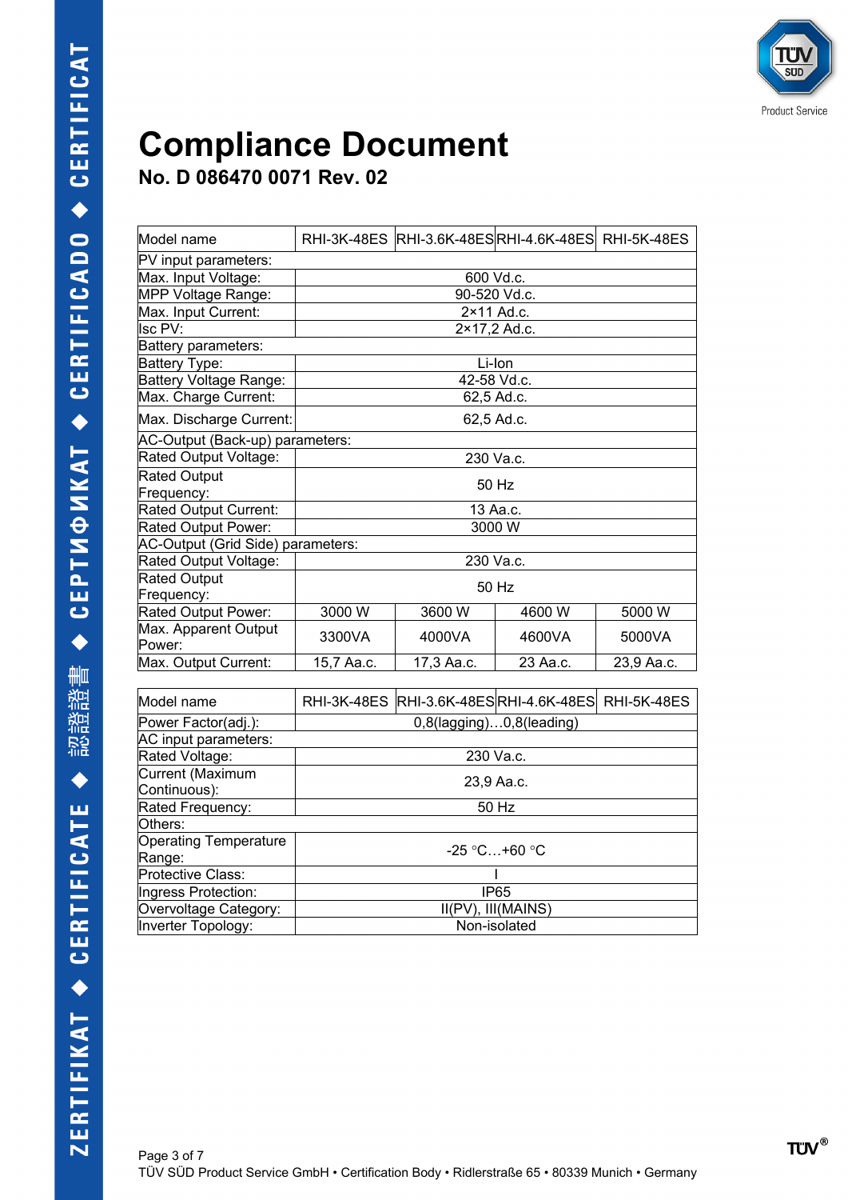# Compliance Document

## No. D 086470 0071 Rev. 02

| Model name | RHI-3K-48ES | RHI-3.6K-48ES | RHI-4.6K-48ES | RHI-5K-48ES |
|---|---|---|---|---|
| PV input parameters: | | | | |
| Max. Input Voltage: | 600 Vd.c. | | | |
| MPP Voltage Range: | 90-520 Vd.c. | | | |
| Max. Input Current: | 2×11 Ad.c. | | | |
| Isc PV: | 2×17,2 Ad.c. | | | |
| Battery parameters: | | | | |
| Battery Type: | Li-Ion | | | |
| Battery Voltage Range: | 42-58 Vd.c. | | | |
| Max. Charge Current: | 62,5 Ad.c. | | | |
| Max. Discharge Current: | 62,5 Ad.c. | | | |
| AC-Output (Back-up) parameters: | | | | |
| Rated Output Voltage: | 230 Va.c. | | | |
| Rated Output Frequency: | 50 Hz | | | |
| Rated Output Current: | 13 Aa.c. | | | |
| Rated Output Power: | 3000 W | | | |
| AC-Output (Grid Side) parameters: | | | | |
| Rated Output Voltage: | 230 Va.c. | | | |
| Rated Output Frequency: | 50 Hz | | | |
| Rated Output Power: | 3000 W | 3600 W | 4600 W | 5000 W |
| Max. Apparent Output Power: | 3300VA | 4000VA | 4600VA | 5000VA |
| Max. Output Current: | 15,7 Aa.c. | 17,3 Aa.c. | 23 Aa.c. | 23,9 Aa.c. |

| Model name | RHI-3K-48ES | RHI-3.6K-48ES | RHI-4.6K-48ES | RHI-5K-48ES |
|---|---|---|---|---|
| Power Factor(adj.): | 0,8(lagging)…0,8(leading) | | | |
| AC input parameters: | | | | |
| Rated Voltage: | 230 Va.c. | | | |
| Current (Maximum Continuous): | 23,9 Aa.c. | | | |
| Rated Frequency: | 50 Hz | | | |
| Others: | | | | |
| Operating Temperature Range: | -25 °C…+60 °C | | | |
| Protective Class: | I | | | |
| Ingress Protection: | IP65 | | | |
| Overvoltage Category: | II(PV), III(MAINS) | | | |
| Inverter Topology: | Non-isolated | | | |

TÜV SÜD Product Service GmbH • Certification Body • Ridlerstraße 65 • 80339 Munich • Germany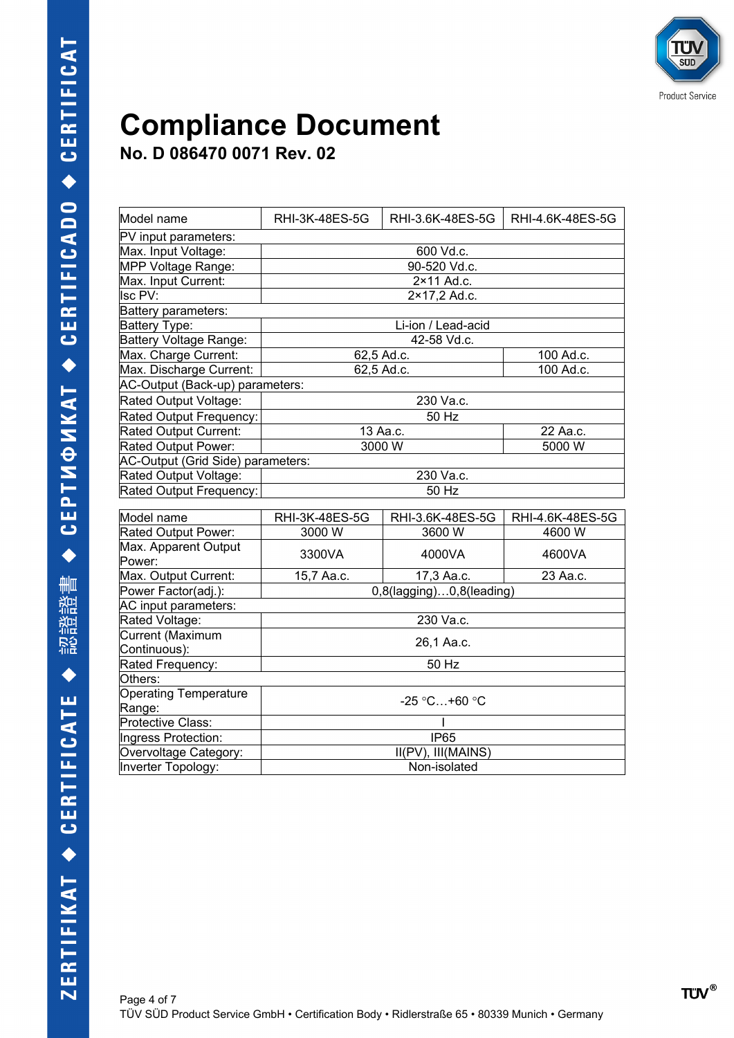# Compliance Document

## No. D 086470 0071 Rev. 02

| Model name | RHI-3K-48ES-5G | RHI-3.6K-48ES-5G | RHI-4.6K-48ES-5G |
|---|---|---|---|
| PV input parameters: | | | |
| Max. Input Voltage: | 600 Vd.c. | | |
| MPP Voltage Range: | 90-520 Vd.c. | | |
| Max. Input Current: | 2×11 Ad.c. | | |
| Isc PV: | 2×17,2 Ad.c. | | |
| Battery parameters: | | | |
| Battery Type: | Li-ion / Lead-acid | | |
| Battery Voltage Range: | 42-58 Vd.c. | | |
| Max. Charge Current: | 62,5 Ad.c. | | 100 Ad.c. |
| Max. Discharge Current: | 62,5 Ad.c. | | 100 Ad.c. |
| AC-Output (Back-up) parameters: | | | |
| Rated Output Voltage: | 230 Va.c. | | |
| Rated Output Frequency: | 50 Hz | | |
| Rated Output Current: | 13 Aa.c. | | 22 Aa.c. |
| Rated Output Power: | 3000 W | | 5000 W |
| AC-Output (Grid Side) parameters: | | | |
| Rated Output Voltage: | 230 Va.c. | | |
| Rated Output Frequency: | 50 Hz | | |

| Model name | RHI-3K-48ES-5G | RHI-3.6K-48ES-5G | RHI-4.6K-48ES-5G |
|---|---|---|---|
| Rated Output Power: | 3000 W | 3600 W | 4600 W |
| Max. Apparent Output Power: | 3300VA | 4000VA | 4600VA |
| Max. Output Current: | 15,7 Aa.c. | 17,3 Aa.c. | 23 Aa.c. |
| Power Factor(adj.): | 0,8(lagging)…0,8(leading) | | |
| AC input parameters: | | | |
| Rated Voltage: | 230 Va.c. | | |
| Current (Maximum Continuous): | 26,1 Aa.c. | | |
| Rated Frequency: | 50 Hz | | |
| Others: | | | |
| Operating Temperature Range: | -25 °C…+60 °C | | |
| Protective Class: | I | | |
| Ingress Protection: | IP65 | | |
| Overvoltage Category: | II(PV), III(MAINS) | | |
| Inverter Topology: | Non-isolated | | |

TÜV SÜD Product Service GmbH • Certification Body • Ridlerstraße 65 • 80339 Munich • Germany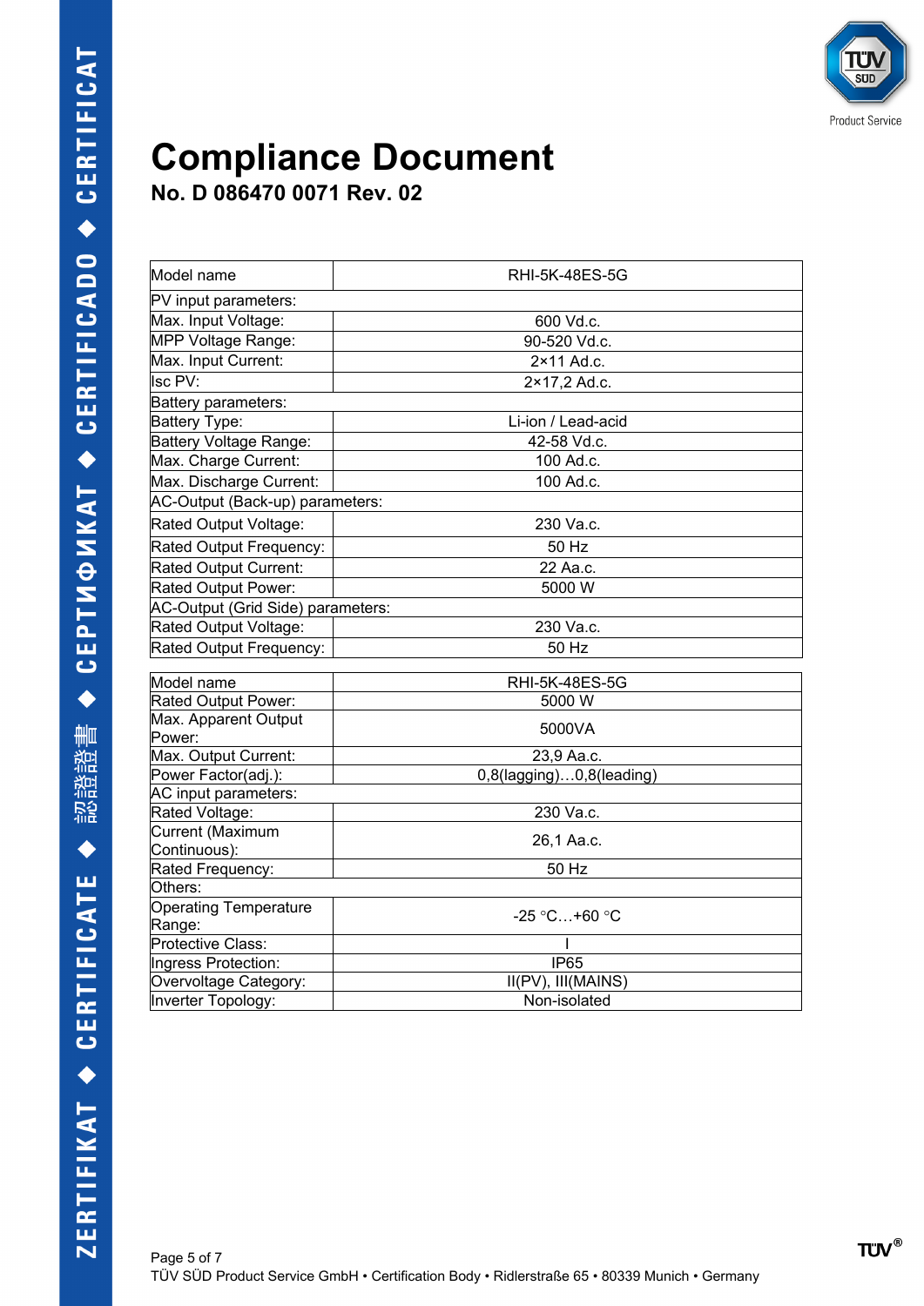# Compliance Document

## No. D 086470 0071 Rev. 02

| Model name | RHI-5K-48ES-5G |
|---|---|
| PV input parameters: | |
| Max. Input Voltage: | 600 Vd.c. |
| MPP Voltage Range: | 90-520 Vd.c. |
| Max. Input Current: | 2×11 Ad.c. |
| Isc PV: | 2×17,2 Ad.c. |
| Battery parameters: | |
| Battery Type: | Li-ion / Lead-acid |
| Battery Voltage Range: | 42-58 Vd.c. |
| Max. Charge Current: | 100 Ad.c. |
| Max. Discharge Current: | 100 Ad.c. |
| AC-Output (Back-up) parameters: | |
| Rated Output Voltage: | 230 Va.c. |
| Rated Output Frequency: | 50 Hz |
| Rated Output Current: | 22 Aa.c. |
| Rated Output Power: | 5000 W |
| AC-Output (Grid Side) parameters: | |
| Rated Output Voltage: | 230 Va.c. |
| Rated Output Frequency: | 50 Hz |

| Model name | RHI-5K-48ES-5G |
|---|---|
| Rated Output Power: | 5000 W |
| Max. Apparent Output Power: | 5000VA |
| Max. Output Current: | 23,9 Aa.c. |
| Power Factor(adj.): | 0,8(lagging)…0,8(leading) |
| AC input parameters: | |
| Rated Voltage: | 230 Va.c. |
| Current (Maximum Continuous): | 26,1 Aa.c. |
| Rated Frequency: | 50 Hz |
| Others: | |
| Operating Temperature Range: | -25 °C…+60 °C |
| Protective Class: | I |
| Ingress Protection: | IP65 |
| Overvoltage Category: | II(PV), III(MAINS) |
| Inverter Topology: | Non-isolated |

TÜV SÜD Product Service GmbH • Certification Body • Ridlerstraße 65 • 80339 Munich • Germany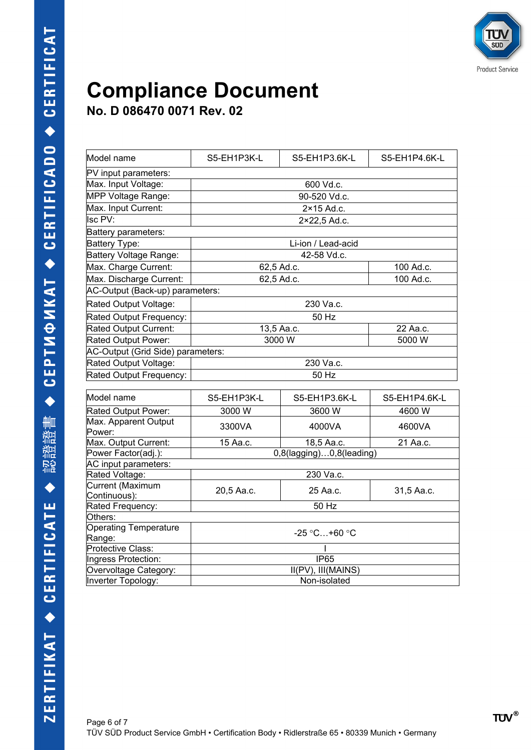# Compliance Document

## No. D 086470 0071 Rev. 02

| Model name | S5-EH1P3K-L | S5-EH1P3.6K-L | S5-EH1P4.6K-L |
|---|---|---|---|
| PV input parameters: | | | |
| Max. Input Voltage: | 600 Vd.c. | | |
| MPP Voltage Range: | 90-520 Vd.c. | | |
| Max. Input Current: | 2×15 Ad.c. | | |
| Isc PV: | 2×22,5 Ad.c. | | |
| Battery parameters: | | | |
| Battery Type: | Li-ion / Lead-acid | | |
| Battery Voltage Range: | 42-58 Vd.c. | | |
| Max. Charge Current: | 62,5 Ad.c. | | 100 Ad.c. |
| Max. Discharge Current: | 62,5 Ad.c. | | 100 Ad.c. |
| AC-Output (Back-up) parameters: | | | |
| Rated Output Voltage: | 230 Va.c. | | |
| Rated Output Frequency: | 50 Hz | | |
| Rated Output Current: | 13,5 Aa.c. | | 22 Aa.c. |
| Rated Output Power: | 3000 W | | 5000 W |
| AC-Output (Grid Side) parameters: | | | |
| Rated Output Voltage: | 230 Va.c. | | |
| Rated Output Frequency: | 50 Hz | | |

| Model name | S5-EH1P3K-L | S5-EH1P3.6K-L | S5-EH1P4.6K-L |
|---|---|---|---|
| Rated Output Power: | 3000 W | 3600 W | 4600 W |
| Max. Apparent Output Power: | 3300VA | 4000VA | 4600VA |
| Max. Output Current: | 15 Aa.c. | 18,5 Aa.c. | 21 Aa.c. |
| Power Factor(adj.): | 0,8(lagging)…0,8(leading) | | |
| AC input parameters: | | | |
| Rated Voltage: | 230 Va.c. | | |
| Current (Maximum Continuous): | 20,5 Aa.c. | 25 Aa.c. | 31,5 Aa.c. |
| Rated Frequency: | 50 Hz | | |
| Others: | | | |
| Operating Temperature Range: | -25 °C…+60 °C | | |
| Protective Class: | I | | |
| Ingress Protection: | IP65 | | |
| Overvoltage Category: | II(PV), III(MAINS) | | |
| Inverter Topology: | Non-isolated | | |

TÜV SÜD Product Service GmbH • Certification Body • Ridlerstraße 65 • 80339 Munich • Germany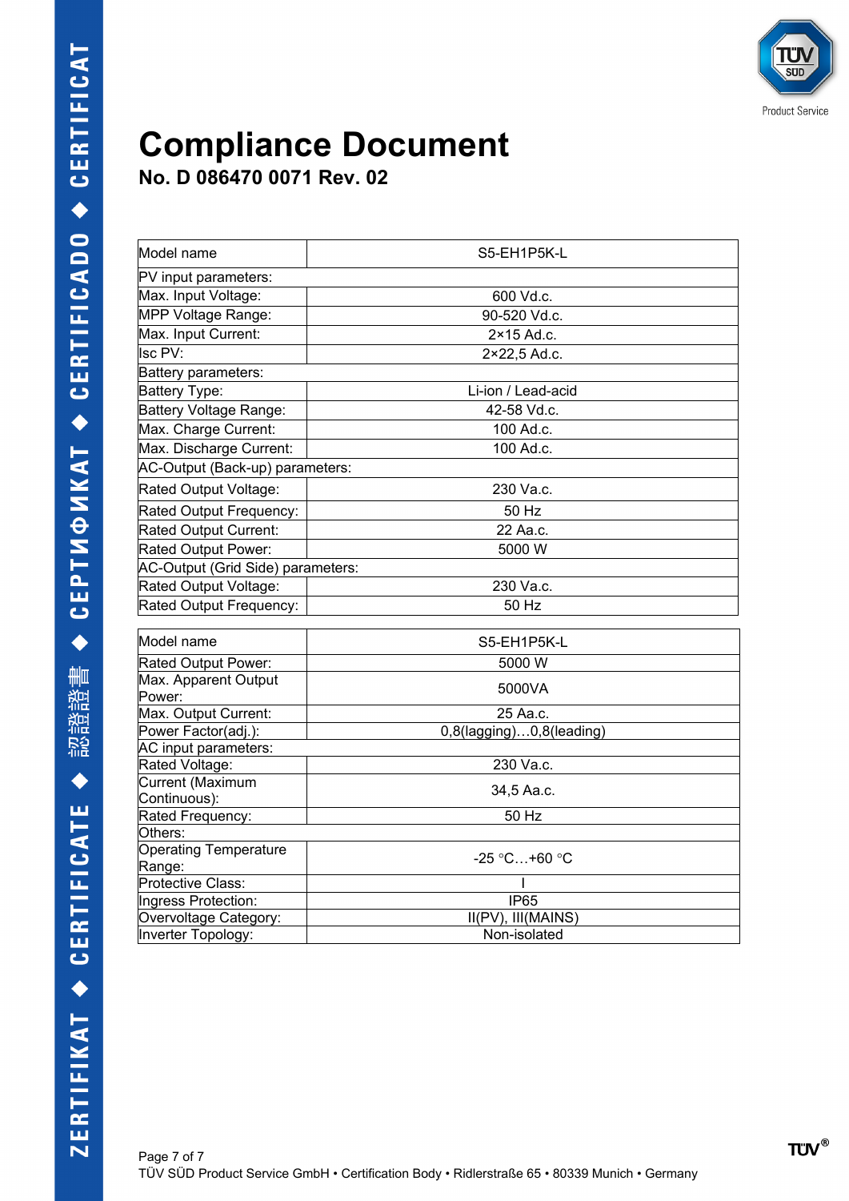# Compliance Document

## No. D 086470 0071 Rev. 02

| | |
|---|---|
| Model name | S5-EH1P5K-L |
| PV input parameters: | |
| Max. Input Voltage: | 600 Vd.c. |
| MPP Voltage Range: | 90-520 Vd.c. |
| Max. Input Current: | 2×15 Ad.c. |
| Isc PV: | 2×22,5 Ad.c. |
| Battery parameters: | |
| Battery Type: | Li-ion / Lead-acid |
| Battery Voltage Range: | 42-58 Vd.c. |
| Max. Charge Current: | 100 Ad.c. |
| Max. Discharge Current: | 100 Ad.c. |
| AC-Output (Back-up) parameters: | |
| Rated Output Voltage: | 230 Va.c. |
| Rated Output Frequency: | 50 Hz |
| Rated Output Current: | 22 Aa.c. |
| Rated Output Power: | 5000 W |
| AC-Output (Grid Side) parameters: | |
| Rated Output Voltage: | 230 Va.c. |
| Rated Output Frequency: | 50 Hz |

| | |
|---|---|
| Model name | S5-EH1P5K-L |
| Rated Output Power: | 5000 W |
| Max. Apparent Output Power: | 5000VA |
| Max. Output Current: | 25 Aa.c. |
| Power Factor(adj.): | 0,8(lagging)…0,8(leading) |
| AC input parameters: | |
| Rated Voltage: | 230 Va.c. |
| Current (Maximum Continuous): | 34,5 Aa.c. |
| Rated Frequency: | 50 Hz |
| Others: | |
| Operating Temperature Range: | -25 °C…+60 °C |
| Protective Class: | I |
| Ingress Protection: | IP65 |
| Overvoltage Category: | II(PV), III(MAINS) |
| Inverter Topology: | Non-isolated |

TÜV SÜD Product Service GmbH • Certification Body • Ridlerstraße 65 • 80339 Munich • Germany